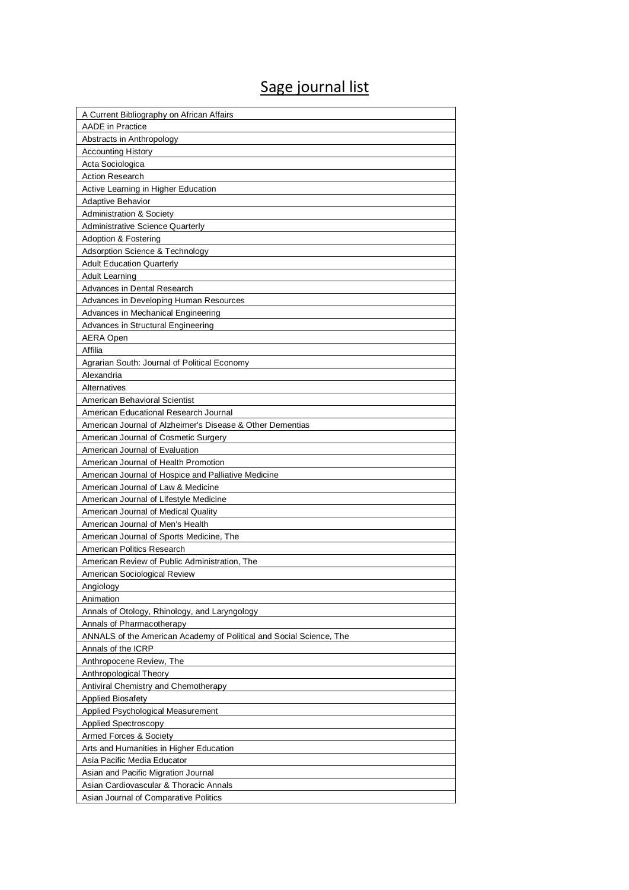# Sage journal list

| A Current Bibliography on African Affairs |
|---|
| AADE in Practice |
| Abstracts in Anthropology |
| Accounting History |
| Acta Sociologica |
| Action Research |
| Active Learning in Higher Education |
| Adaptive Behavior |
| Administration & Society |
| Administrative Science Quarterly |
| Adoption & Fostering |
| Adsorption Science & Technology |
| Adult Education Quarterly |
| Adult Learning |
| Advances in Dental Research |
| Advances in Developing Human Resources |
| Advances in Mechanical Engineering |
| Advances in Structural Engineering |
| AERA Open |
| Affilia |
| Agrarian South: Journal of Political Economy |
| Alexandria |
| Alternatives |
| American Behavioral Scientist |
| American Educational Research Journal |
| American Journal of Alzheimer's Disease & Other Dementias |
| American Journal of Cosmetic Surgery |
| American Journal of Evaluation |
| American Journal of Health Promotion |
| American Journal of Hospice and Palliative Medicine |
| American Journal of Law & Medicine |
| American Journal of Lifestyle Medicine |
| American Journal of Medical Quality |
| American Journal of Men's Health |
| American Journal of Sports Medicine, The |
| American Politics Research |
| American Review of Public Administration, The |
| American Sociological Review |
| Angiology |
| Animation |
| Annals of Otology, Rhinology, and Laryngology |
| Annals of Pharmacotherapy |
| ANNALS of the American Academy of Political and Social Science, The |
| Annals of the ICRP |
| Anthropocene Review, The |
| Anthropological Theory |
| Antiviral Chemistry and Chemotherapy |
| Applied Biosafety |
| Applied Psychological Measurement |
| Applied Spectroscopy |
| Armed Forces & Society |
| Arts and Humanities in Higher Education |
| Asia Pacific Media Educator |
| Asian and Pacific Migration Journal |
| Asian Cardiovascular & Thoracic Annals |
| Asian Journal of Comparative Politics |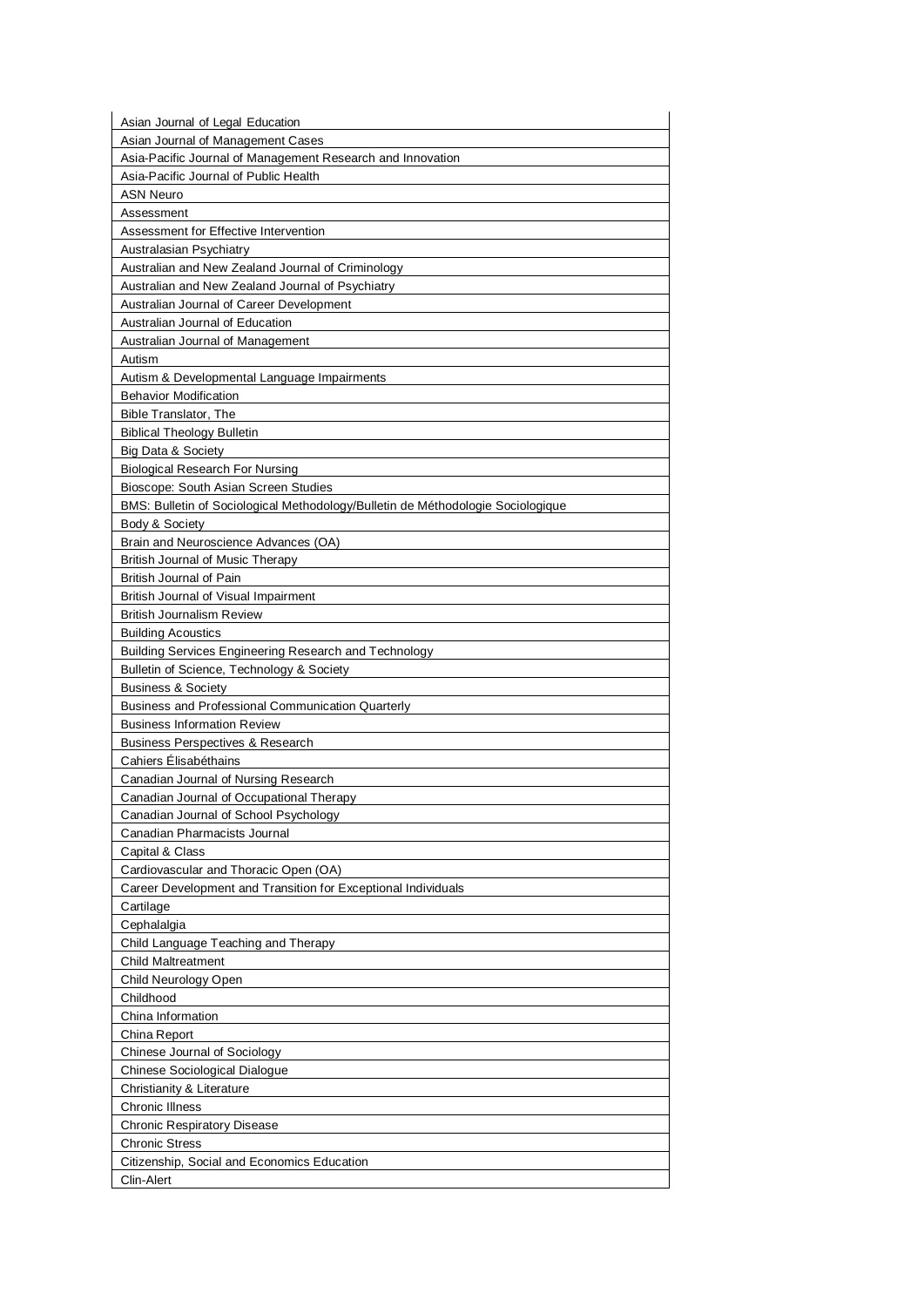| Asian Journal of Legal Education |
|---|
| Asian Journal of Management Cases |
| Asia-Pacific Journal of Management Research and Innovation |
| Asia-Pacific Journal of Public Health |
| ASN Neuro |
| Assessment |
| Assessment for Effective Intervention |
| Australasian Psychiatry |
| Australian and New Zealand Journal of Criminology |
| Australian and New Zealand Journal of Psychiatry |
| Australian Journal of Career Development |
| Australian Journal of Education |
| Australian Journal of Management |
| Autism |
| Autism & Developmental Language Impairments |
| Behavior Modification |
| Bible Translator, The |
| Biblical Theology Bulletin |
| Big Data & Society |
| Biological Research For Nursing |
| Bioscope: South Asian Screen Studies |
| BMS: Bulletin of Sociological Methodology/Bulletin de Méthodologie Sociologique |
| Body & Society |
| Brain and Neuroscience Advances (OA) |
| British Journal of Music Therapy |
| British Journal of Pain |
| British Journal of Visual Impairment |
| British Journalism Review |
| Building Acoustics |
| Building Services Engineering Research and Technology |
| Bulletin of Science, Technology & Society |
| Business & Society |
| Business and Professional Communication Quarterly |
| Business Information Review |
| Business Perspectives & Research |
| Cahiers Élisabéthains |
| Canadian Journal of Nursing Research |
| Canadian Journal of Occupational Therapy |
| Canadian Journal of School Psychology |
| Canadian Pharmacists Journal |
| Capital & Class |
| Cardiovascular and Thoracic Open (OA) |
| Career Development and Transition for Exceptional Individuals |
| Cartilage |
| Cephalalgia |
| Child Language Teaching and Therapy |
| Child Maltreatment |
| Child Neurology Open |
| Childhood |
| China Information |
| China Report |
| Chinese Journal of Sociology |
| Chinese Sociological Dialogue |
| Christianity & Literature |
| Chronic Illness |
| Chronic Respiratory Disease |
| Chronic Stress |
| Citizenship, Social and Economics Education |
| Clin-Alert |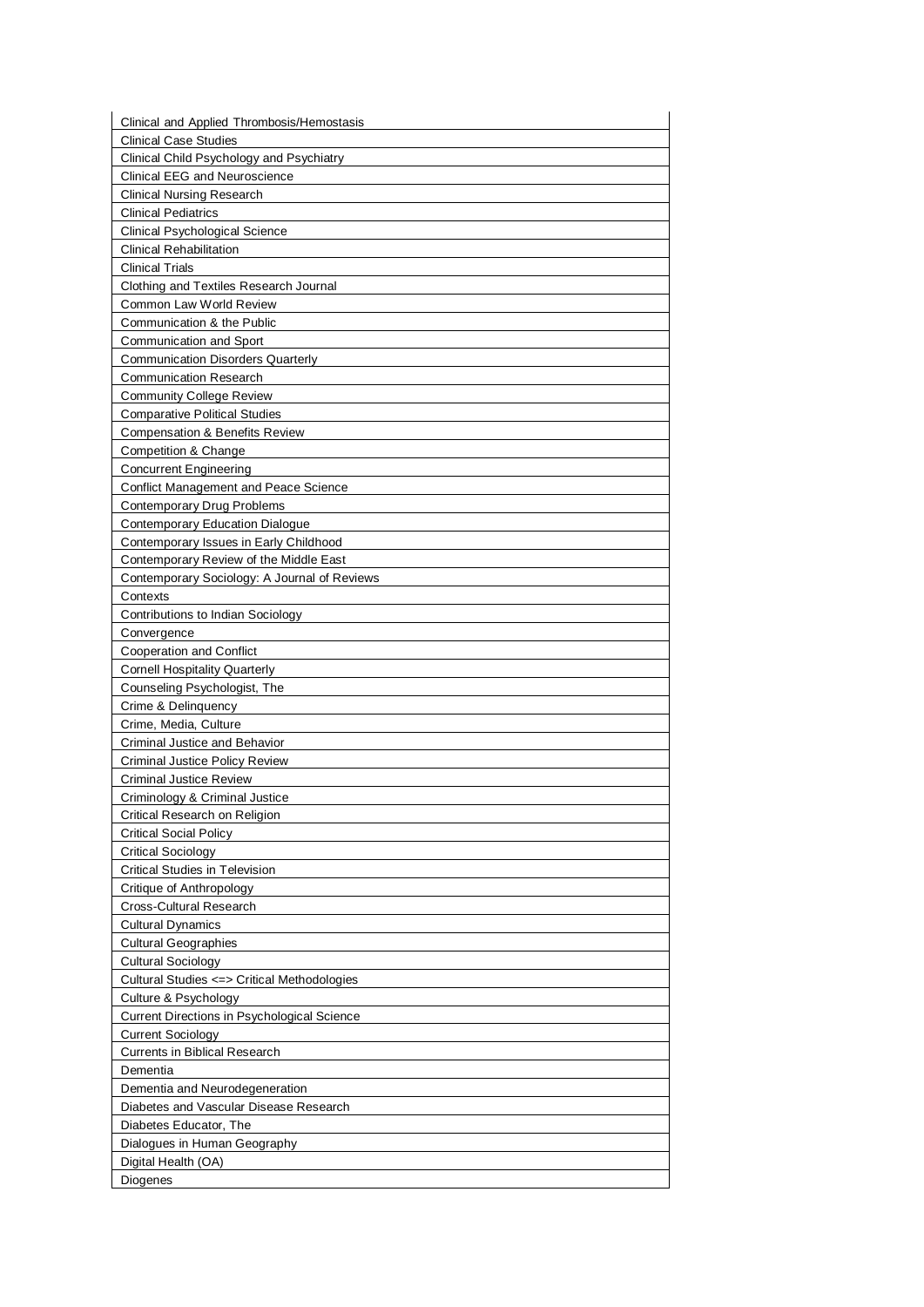| Clinical and Applied Thrombosis/Hemostasis |
|---|
| Clinical Case Studies |
| Clinical Child Psychology and Psychiatry |
| Clinical EEG and Neuroscience |
| Clinical Nursing Research |
| Clinical Pediatrics |
| Clinical Psychological Science |
| Clinical Rehabilitation |
| Clinical Trials |
| Clothing and Textiles Research Journal |
| Common Law World Review |
| Communication & the Public |
| Communication and Sport |
| Communication Disorders Quarterly |
| Communication Research |
| Community College Review |
| Comparative Political Studies |
| Compensation & Benefits Review |
| Competition & Change |
| Concurrent Engineering |
| Conflict Management and Peace Science |
| Contemporary Drug Problems |
| Contemporary Education Dialogue |
| Contemporary Issues in Early Childhood |
| Contemporary Review of the Middle East |
| Contemporary Sociology: A Journal of Reviews |
| Contexts |
| Contributions to Indian Sociology |
| Convergence |
| Cooperation and Conflict |
| Cornell Hospitality Quarterly |
| Counseling Psychologist, The |
| Crime & Delinquency |
| Crime, Media, Culture |
| Criminal Justice and Behavior |
| Criminal Justice Policy Review |
| Criminal Justice Review |
| Criminology & Criminal Justice |
| Critical Research on Religion |
| Critical Social Policy |
| Critical Sociology |
| Critical Studies in Television |
| Critique of Anthropology |
| Cross-Cultural Research |
| Cultural Dynamics |
| Cultural Geographies |
| Cultural Sociology |
| Cultural Studies <=> Critical Methodologies |
| Culture & Psychology |
| Current Directions in Psychological Science |
| Current Sociology |
| Currents in Biblical Research |
| Dementia |
| Dementia and Neurodegeneration |
| Diabetes and Vascular Disease Research |
| Diabetes Educator, The |
| Dialogues in Human Geography |
| Digital Health (OA) |
| Diogenes |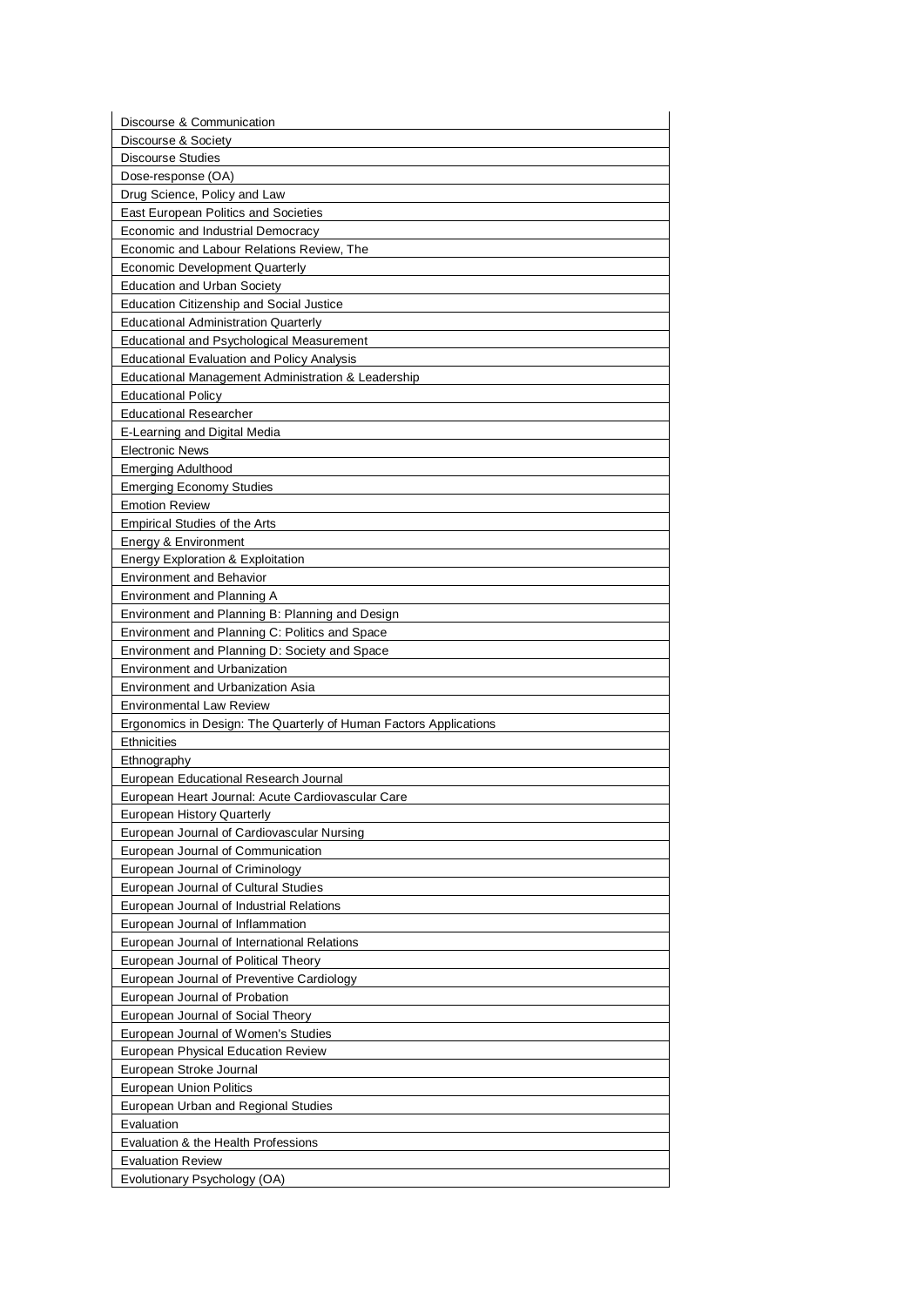| Discourse & Communication |
| --- |
| Discourse & Society |
| Discourse Studies |
| Dose-response (OA) |
| Drug Science, Policy and Law |
| East European Politics and Societies |
| Economic and Industrial Democracy |
| Economic and Labour Relations Review, The |
| Economic Development Quarterly |
| Education and Urban Society |
| Education Citizenship and Social Justice |
| Educational Administration Quarterly |
| Educational and Psychological Measurement |
| Educational Evaluation and Policy Analysis |
| Educational Management Administration & Leadership |
| Educational Policy |
| Educational Researcher |
| E-Learning and Digital Media |
| Electronic News |
| Emerging Adulthood |
| Emerging Economy Studies |
| Emotion Review |
| Empirical Studies of the Arts |
| Energy & Environment |
| Energy Exploration & Exploitation |
| Environment and Behavior |
| Environment and Planning A |
| Environment and Planning B: Planning and Design |
| Environment and Planning C: Politics and Space |
| Environment and Planning D: Society and Space |
| Environment and Urbanization |
| Environment and Urbanization Asia |
| Environmental Law Review |
| Ergonomics in Design: The Quarterly of Human Factors Applications |
| Ethnicities |
| Ethnography |
| European Educational Research Journal |
| European Heart Journal: Acute Cardiovascular Care |
| European History Quarterly |
| European Journal of Cardiovascular Nursing |
| European Journal of Communication |
| European Journal of Criminology |
| European Journal of Cultural Studies |
| European Journal of Industrial Relations |
| European Journal of Inflammation |
| European Journal of International Relations |
| European Journal of Political Theory |
| European Journal of Preventive Cardiology |
| European Journal of Probation |
| European Journal of Social Theory |
| European Journal of Women's Studies |
| European Physical Education Review |
| European Stroke Journal |
| European Union Politics |
| European Urban and Regional Studies |
| Evaluation |
| Evaluation & the Health Professions |
| Evaluation Review |
| Evolutionary Psychology (OA) |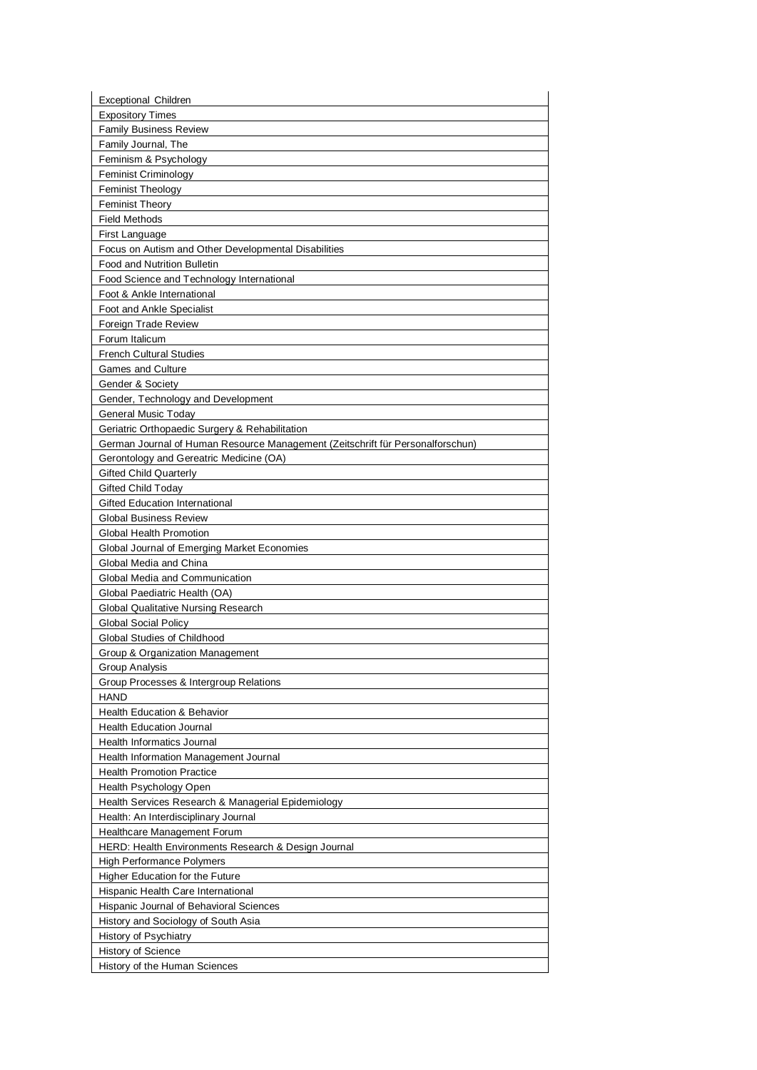| Exceptional Children |
| --- |
| Expository Times |
| Family Business Review |
| Family Journal, The |
| Feminism & Psychology |
| Feminist Criminology |
| Feminist Theology |
| Feminist Theory |
| Field Methods |
| First Language |
| Focus on Autism and Other Developmental Disabilities |
| Food and Nutrition Bulletin |
| Food Science and Technology International |
| Foot & Ankle International |
| Foot and Ankle Specialist |
| Foreign Trade Review |
| Forum Italicum |
| French Cultural Studies |
| Games and Culture |
| Gender & Society |
| Gender, Technology and Development |
| General Music Today |
| Geriatric Orthopaedic Surgery & Rehabilitation |
| German Journal of Human Resource Management (Zeitschrift für Personalforschun) |
| Gerontology and Gereatric Medicine (OA) |
| Gifted Child Quarterly |
| Gifted Child Today |
| Gifted Education International |
| Global Business Review |
| Global Health Promotion |
| Global Journal of Emerging Market Economies |
| Global Media and China |
| Global Media and Communication |
| Global Paediatric Health (OA) |
| Global Qualitative Nursing Research |
| Global Social Policy |
| Global Studies of Childhood |
| Group & Organization Management |
| Group Analysis |
| Group Processes & Intergroup Relations |
| HAND |
| Health Education & Behavior |
| Health Education Journal |
| Health Informatics Journal |
| Health Information Management Journal |
| Health Promotion Practice |
| Health Psychology Open |
| Health Services Research & Managerial Epidemiology |
| Health: An Interdisciplinary Journal |
| Healthcare Management Forum |
| HERD: Health Environments Research & Design Journal |
| High Performance Polymers |
| Higher Education for the Future |
| Hispanic Health Care International |
| Hispanic Journal of Behavioral Sciences |
| History and Sociology of South Asia |
| History of Psychiatry |
| History of Science |
| History of the Human Sciences |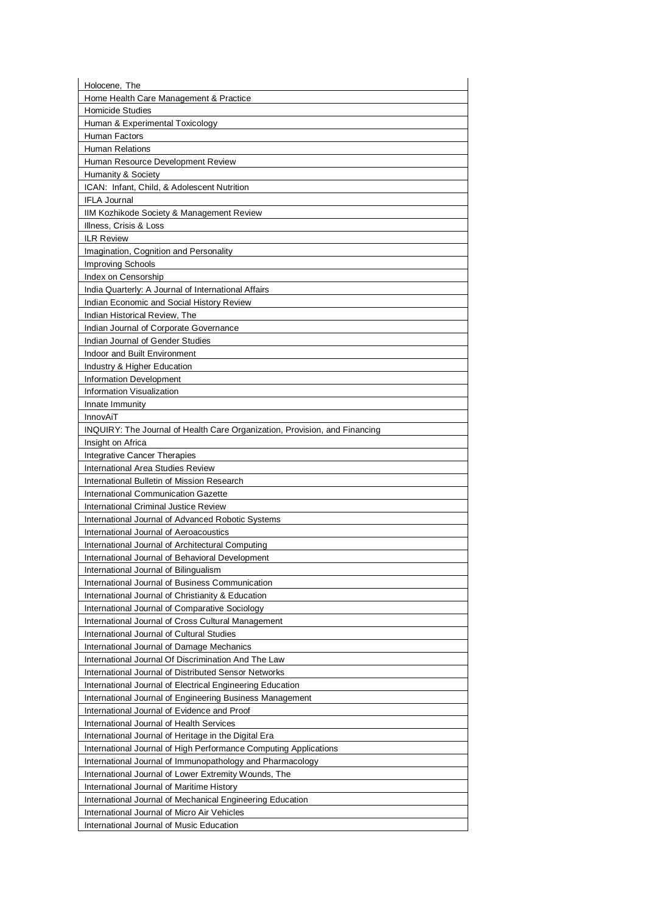| Holocene, The |
| --- |
| Home Health Care Management & Practice |
| Homicide Studies |
| Human & Experimental Toxicology |
| Human Factors |
| Human Relations |
| Human Resource Development Review |
| Humanity & Society |
| ICAN:  Infant, Child, & Adolescent Nutrition |
| IFLA Journal |
| IIM Kozhikode Society & Management Review |
| Illness, Crisis & Loss |
| ILR Review |
| Imagination, Cognition and Personality |
| Improving Schools |
| Index on Censorship |
| India Quarterly: A Journal of International Affairs |
| Indian Economic and Social History Review |
| Indian Historical Review, The |
| Indian Journal of Corporate Governance |
| Indian Journal of Gender Studies |
| Indoor and Built Environment |
| Industry & Higher Education |
| Information Development |
| Information Visualization |
| Innate Immunity |
| InnovAiT |
| INQUIRY: The Journal of Health Care Organization, Provision, and Financing |
| Insight on Africa |
| Integrative Cancer Therapies |
| International Area Studies Review |
| International Bulletin of Mission Research |
| International Communication Gazette |
| International Criminal Justice Review |
| International Journal of Advanced Robotic Systems |
| International Journal of Aeroacoustics |
| International Journal of Architectural Computing |
| International Journal of Behavioral Development |
| International Journal of Bilingualism |
| International Journal of Business Communication |
| International Journal of Christianity & Education |
| International Journal of Comparative Sociology |
| International Journal of Cross Cultural Management |
| International Journal of Cultural Studies |
| International Journal of Damage Mechanics |
| International Journal Of Discrimination And The Law |
| International Journal of Distributed Sensor Networks |
| International Journal of Electrical Engineering Education |
| International Journal of Engineering Business Management |
| International Journal of Evidence and Proof |
| International Journal of Health Services |
| International Journal of Heritage in the Digital Era |
| International Journal of High Performance Computing Applications |
| International Journal of Immunopathology and Pharmacology |
| International Journal of Lower Extremity Wounds, The |
| International Journal of Maritime History |
| International Journal of Mechanical Engineering Education |
| International Journal of Micro Air Vehicles |
| International Journal of Music Education |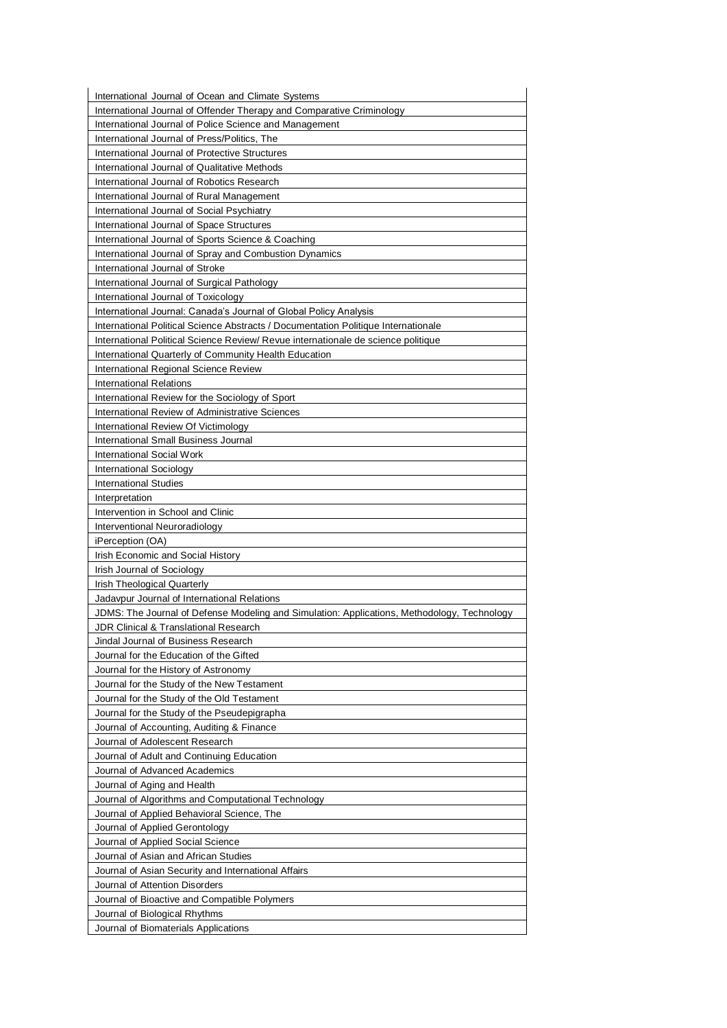| International Journal of Ocean and Climate Systems |
|---|
| International Journal of Offender Therapy and Comparative Criminology |
| International Journal of Police Science and Management |
| International Journal of Press/Politics, The |
| International Journal of Protective Structures |
| International Journal of Qualitative Methods |
| International Journal of Robotics Research |
| International Journal of Rural Management |
| International Journal of Social Psychiatry |
| International Journal of Space Structures |
| International Journal of Sports Science & Coaching |
| International Journal of Spray and Combustion Dynamics |
| International Journal of Stroke |
| International Journal of Surgical Pathology |
| International Journal of Toxicology |
| International Journal: Canada's Journal of Global Policy Analysis |
| International Political Science Abstracts / Documentation Politique Internationale |
| International Political Science Review/ Revue internationale de science politique |
| International Quarterly of Community Health Education |
| International Regional Science Review |
| International Relations |
| International Review for the Sociology of Sport |
| International Review of Administrative Sciences |
| International Review Of Victimology |
| International Small Business Journal |
| International Social Work |
| International Sociology |
| International Studies |
| Interpretation |
| Intervention in School and Clinic |
| Interventional Neuroradiology |
| iPerception (OA) |
| Irish Economic and Social History |
| Irish Journal of Sociology |
| Irish Theological Quarterly |
| Jadavpur Journal of International Relations |
| JDMS: The Journal of Defense Modeling and Simulation: Applications, Methodology, Technology |
| JDR Clinical & Translational Research |
| Jindal Journal of Business Research |
| Journal for the Education of the Gifted |
| Journal for the History of Astronomy |
| Journal for the Study of the New Testament |
| Journal for the Study of the Old Testament |
| Journal for the Study of the Pseudepigrapha |
| Journal of Accounting, Auditing & Finance |
| Journal of Adolescent Research |
| Journal of Adult and Continuing Education |
| Journal of Advanced Academics |
| Journal of Aging and Health |
| Journal of Algorithms and Computational Technology |
| Journal of Applied Behavioral Science, The |
| Journal of Applied Gerontology |
| Journal of Applied Social Science |
| Journal of Asian and African Studies |
| Journal of Asian Security and International Affairs |
| Journal of Attention Disorders |
| Journal of Bioactive and Compatible Polymers |
| Journal of Biological Rhythms |
| Journal of Biomaterials Applications |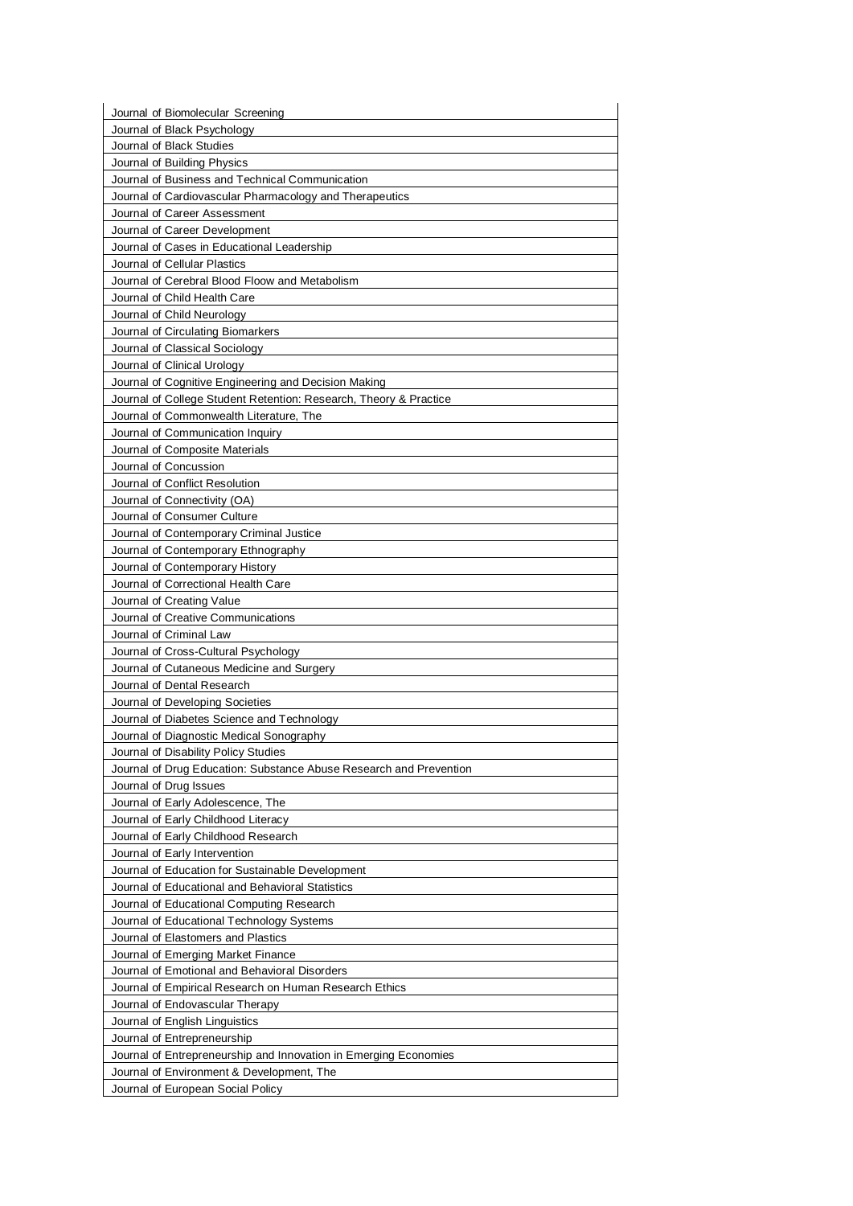| Journal of Biomolecular Screening |
| --- |
| Journal of Black Psychology |
| Journal of Black Studies |
| Journal of Building Physics |
| Journal of Business and Technical Communication |
| Journal of Cardiovascular Pharmacology and Therapeutics |
| Journal of Career Assessment |
| Journal of Career Development |
| Journal of Cases in Educational Leadership |
| Journal of Cellular Plastics |
| Journal of Cerebral Blood Floow and Metabolism |
| Journal of Child Health Care |
| Journal of Child Neurology |
| Journal of Circulating Biomarkers |
| Journal of Classical Sociology |
| Journal of Clinical Urology |
| Journal of Cognitive Engineering and Decision Making |
| Journal of College Student Retention: Research, Theory & Practice |
| Journal of Commonwealth Literature, The |
| Journal of Communication Inquiry |
| Journal of Composite Materials |
| Journal of Concussion |
| Journal of Conflict Resolution |
| Journal of Connectivity (OA) |
| Journal of Consumer Culture |
| Journal of Contemporary Criminal Justice |
| Journal of Contemporary Ethnography |
| Journal of Contemporary History |
| Journal of Correctional Health Care |
| Journal of Creating Value |
| Journal of Creative Communications |
| Journal of Criminal Law |
| Journal of Cross-Cultural Psychology |
| Journal of Cutaneous Medicine and Surgery |
| Journal of Dental Research |
| Journal of Developing Societies |
| Journal of Diabetes Science and Technology |
| Journal of Diagnostic Medical Sonography |
| Journal of Disability Policy Studies |
| Journal of Drug Education: Substance Abuse Research and Prevention |
| Journal of Drug Issues |
| Journal of Early Adolescence, The |
| Journal of Early Childhood Literacy |
| Journal of Early Childhood Research |
| Journal of Early Intervention |
| Journal of Education for Sustainable Development |
| Journal of Educational and Behavioral Statistics |
| Journal of Educational Computing Research |
| Journal of Educational Technology Systems |
| Journal of Elastomers and Plastics |
| Journal of Emerging Market Finance |
| Journal of Emotional and Behavioral Disorders |
| Journal of Empirical Research on Human Research Ethics |
| Journal of Endovascular Therapy |
| Journal of English Linguistics |
| Journal of Entrepreneurship |
| Journal of Entrepreneurship and Innovation in Emerging Economies |
| Journal of Environment & Development, The |
| Journal of European Social Policy |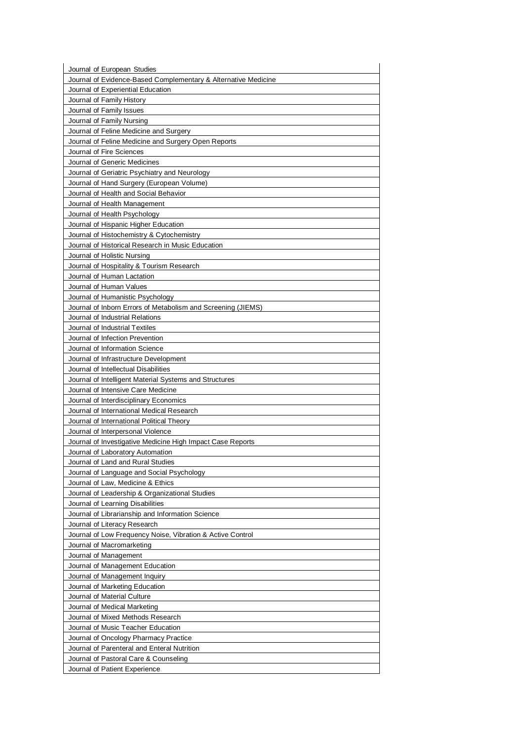| Journal of European Studies |
|---|
| Journal of Evidence-Based Complementary & Alternative Medicine |
| Journal of Experiential Education |
| Journal of Family History |
| Journal of Family Issues |
| Journal of Family Nursing |
| Journal of Feline Medicine and Surgery |
| Journal of Feline Medicine and Surgery Open Reports |
| Journal of Fire Sciences |
| Journal of Generic Medicines |
| Journal of Geriatric Psychiatry and Neurology |
| Journal of Hand Surgery (European Volume) |
| Journal of Health and Social Behavior |
| Journal of Health Management |
| Journal of Health Psychology |
| Journal of Hispanic Higher Education |
| Journal of Histochemistry & Cytochemistry |
| Journal of Historical Research in Music Education |
| Journal of Holistic Nursing |
| Journal of Hospitality & Tourism Research |
| Journal of Human Lactation |
| Journal of Human Values |
| Journal of Humanistic Psychology |
| Journal of Inborn Errors of Metabolism and Screening (JIEMS) |
| Journal of Industrial Relations |
| Journal of Industrial Textiles |
| Journal of Infection Prevention |
| Journal of Information Science |
| Journal of Infrastructure Development |
| Journal of Intellectual Disabilities |
| Journal of Intelligent Material Systems and Structures |
| Journal of Intensive Care Medicine |
| Journal of Interdisciplinary Economics |
| Journal of International Medical Research |
| Journal of International Political Theory |
| Journal of Interpersonal Violence |
| Journal of Investigative Medicine High Impact Case Reports |
| Journal of Laboratory Automation |
| Journal of Land and Rural Studies |
| Journal of Language and Social Psychology |
| Journal of Law, Medicine & Ethics |
| Journal of Leadership & Organizational Studies |
| Journal of Learning Disabilities |
| Journal of Librarianship and Information Science |
| Journal of Literacy Research |
| Journal of Low Frequency Noise, Vibration & Active Control |
| Journal of Macromarketing |
| Journal of Management |
| Journal of Management Education |
| Journal of Management Inquiry |
| Journal of Marketing Education |
| Journal of Material Culture |
| Journal of Medical Marketing |
| Journal of Mixed Methods Research |
| Journal of Music Teacher Education |
| Journal of Oncology Pharmacy Practice |
| Journal of Parenteral and Enteral Nutrition |
| Journal of Pastoral Care & Counseling |
| Journal of Patient Experience |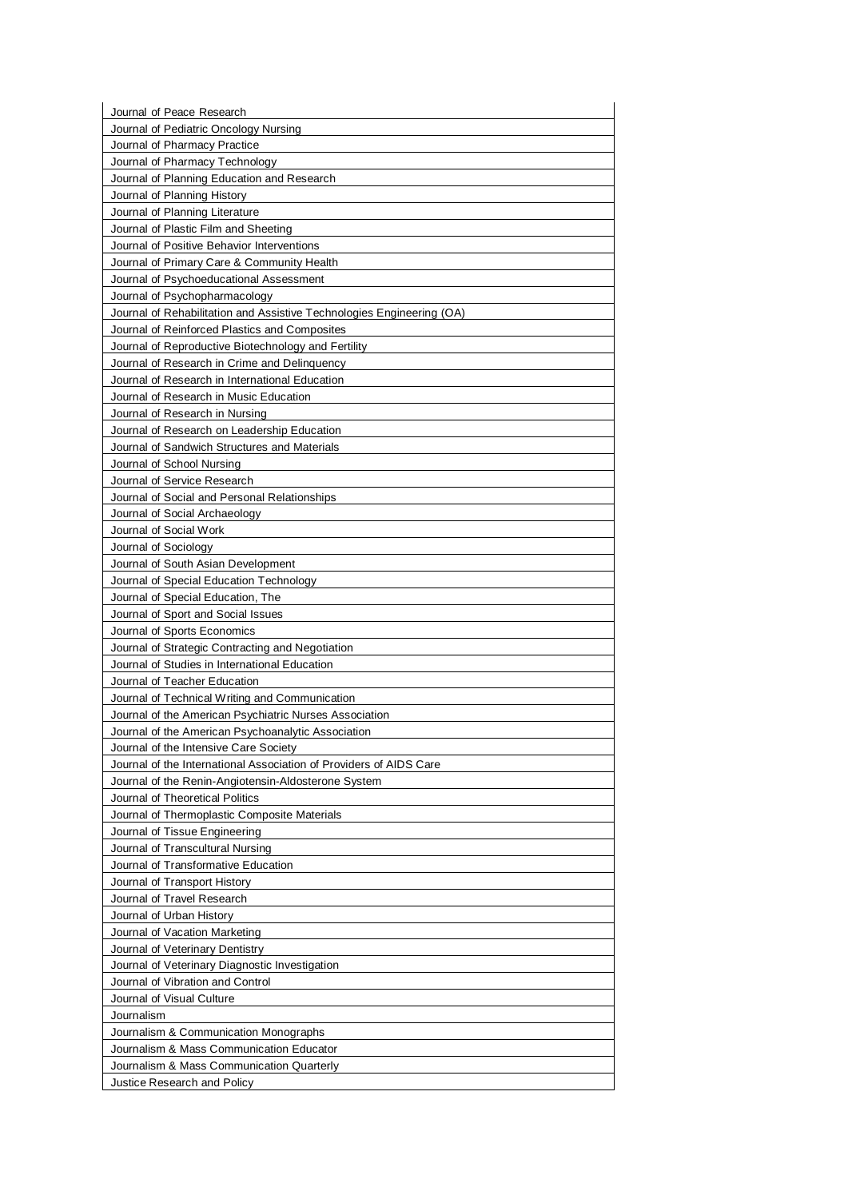| Journal of Peace Research |
|---|
| Journal of Pediatric Oncology Nursing |
| Journal of Pharmacy Practice |
| Journal of Pharmacy Technology |
| Journal of Planning Education and Research |
| Journal of Planning History |
| Journal of Planning Literature |
| Journal of Plastic Film and Sheeting |
| Journal of Positive Behavior Interventions |
| Journal of Primary Care & Community Health |
| Journal of Psychoeducational Assessment |
| Journal of Psychopharmacology |
| Journal of Rehabilitation and Assistive Technologies Engineering (OA) |
| Journal of Reinforced Plastics and Composites |
| Journal of Reproductive Biotechnology and Fertility |
| Journal of Research in Crime and Delinquency |
| Journal of Research in International Education |
| Journal of Research in Music Education |
| Journal of Research in Nursing |
| Journal of Research on Leadership Education |
| Journal of Sandwich Structures and Materials |
| Journal of School Nursing |
| Journal of Service Research |
| Journal of Social and Personal Relationships |
| Journal of Social Archaeology |
| Journal of Social Work |
| Journal of Sociology |
| Journal of South Asian Development |
| Journal of Special Education Technology |
| Journal of Special Education, The |
| Journal of Sport and Social Issues |
| Journal of Sports Economics |
| Journal of Strategic Contracting and Negotiation |
| Journal of Studies in International Education |
| Journal of Teacher Education |
| Journal of Technical Writing and Communication |
| Journal of the American Psychiatric Nurses Association |
| Journal of the American Psychoanalytic Association |
| Journal of the Intensive Care Society |
| Journal of the International Association of Providers of AIDS Care |
| Journal of the Renin-Angiotensin-Aldosterone System |
| Journal of Theoretical Politics |
| Journal of Thermoplastic Composite Materials |
| Journal of Tissue Engineering |
| Journal of Transcultural Nursing |
| Journal of Transformative Education |
| Journal of Transport History |
| Journal of Travel Research |
| Journal of Urban History |
| Journal of Vacation Marketing |
| Journal of Veterinary Dentistry |
| Journal of Veterinary Diagnostic Investigation |
| Journal of Vibration and Control |
| Journal of Visual Culture |
| Journalism |
| Journalism & Communication Monographs |
| Journalism & Mass Communication Educator |
| Journalism & Mass Communication Quarterly |
| Justice Research and Policy |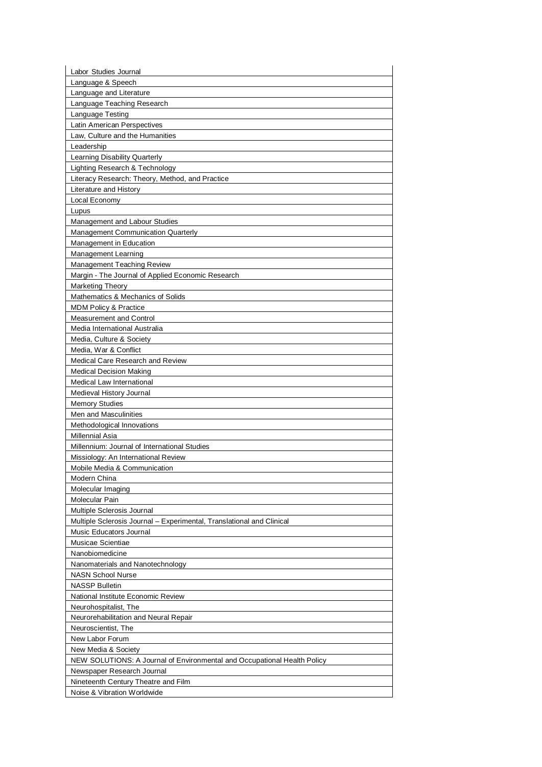| Labor Studies Journal |
| --- |
| Language & Speech |
| Language and Literature |
| Language Teaching Research |
| Language Testing |
| Latin American Perspectives |
| Law, Culture and the Humanities |
| Leadership |
| Learning Disability Quarterly |
| Lighting Research & Technology |
| Literacy Research: Theory, Method, and Practice |
| Literature and History |
| Local Economy |
| Lupus |
| Management and Labour Studies |
| Management Communication Quarterly |
| Management in Education |
| Management Learning |
| Management Teaching Review |
| Margin - The Journal of Applied Economic Research |
| Marketing Theory |
| Mathematics & Mechanics of Solids |
| MDM Policy & Practice |
| Measurement and Control |
| Media International Australia |
| Media, Culture & Society |
| Media, War & Conflict |
| Medical Care Research and Review |
| Medical Decision Making |
| Medical Law International |
| Medieval History Journal |
| Memory Studies |
| Men and Masculinities |
| Methodological Innovations |
| Millennial Asia |
| Millennium: Journal of International Studies |
| Missiology: An International Review |
| Mobile Media & Communication |
| Modern China |
| Molecular Imaging |
| Molecular Pain |
| Multiple Sclerosis Journal |
| Multiple Sclerosis Journal – Experimental, Translational and Clinical |
| Music Educators Journal |
| Musicae Scientiae |
| Nanobiomedicine |
| Nanomaterials and Nanotechnology |
| NASN School Nurse |
| NASSP Bulletin |
| National Institute Economic Review |
| Neurohospitalist, The |
| Neurorehabilitation and Neural Repair |
| Neuroscientist, The |
| New Labor Forum |
| New Media & Society |
| NEW SOLUTIONS: A Journal of Environmental and Occupational Health Policy |
| Newspaper Research Journal |
| Nineteenth Century Theatre and Film |
| Noise & Vibration Worldwide |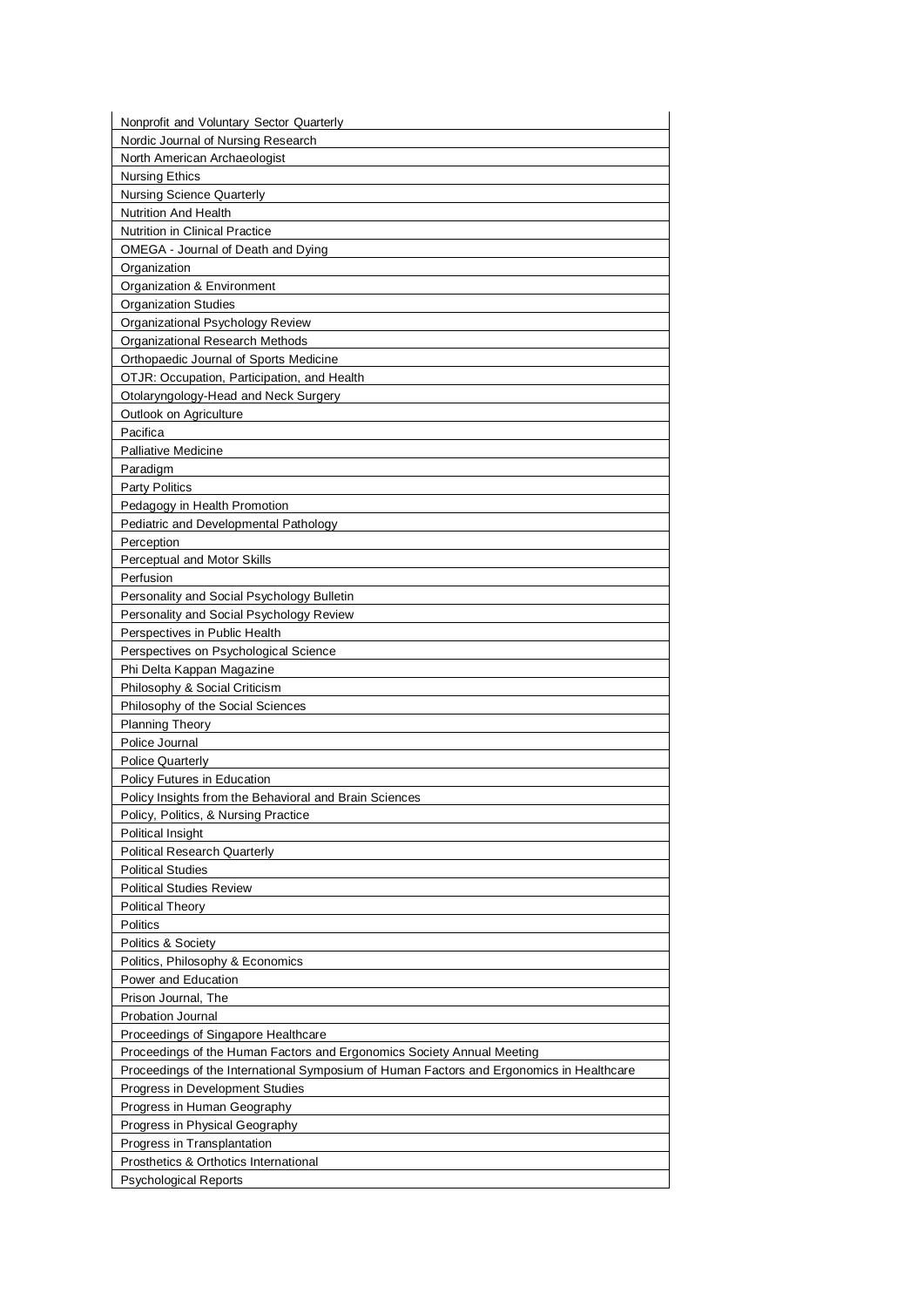| Nonprofit and Voluntary Sector Quarterly |
| --- |
| Nordic Journal of Nursing Research |
| North American Archaeologist |
| Nursing Ethics |
| Nursing Science Quarterly |
| Nutrition And Health |
| Nutrition in Clinical Practice |
| OMEGA - Journal of Death and Dying |
| Organization |
| Organization & Environment |
| Organization Studies |
| Organizational Psychology Review |
| Organizational Research Methods |
| Orthopaedic Journal of Sports Medicine |
| OTJR: Occupation, Participation, and Health |
| Otolaryngology-Head and Neck Surgery |
| Outlook on Agriculture |
| Pacifica |
| Palliative Medicine |
| Paradigm |
| Party Politics |
| Pedagogy in Health Promotion |
| Pediatric and Developmental Pathology |
| Perception |
| Perceptual and Motor Skills |
| Perfusion |
| Personality and Social Psychology Bulletin |
| Personality and Social Psychology Review |
| Perspectives in Public Health |
| Perspectives on Psychological Science |
| Phi Delta Kappan Magazine |
| Philosophy & Social Criticism |
| Philosophy of the Social Sciences |
| Planning Theory |
| Police Journal |
| Police Quarterly |
| Policy Futures in Education |
| Policy Insights from the Behavioral and Brain Sciences |
| Policy, Politics, & Nursing Practice |
| Political Insight |
| Political Research Quarterly |
| Political Studies |
| Political Studies Review |
| Political Theory |
| Politics |
| Politics & Society |
| Politics, Philosophy & Economics |
| Power and Education |
| Prison Journal, The |
| Probation Journal |
| Proceedings of Singapore Healthcare |
| Proceedings of the Human Factors and Ergonomics Society Annual Meeting |
| Proceedings of the International Symposium of Human Factors and Ergonomics in Healthcare |
| Progress in Development Studies |
| Progress in Human Geography |
| Progress in Physical Geography |
| Progress in Transplantation |
| Prosthetics & Orthotics International |
| Psychological Reports |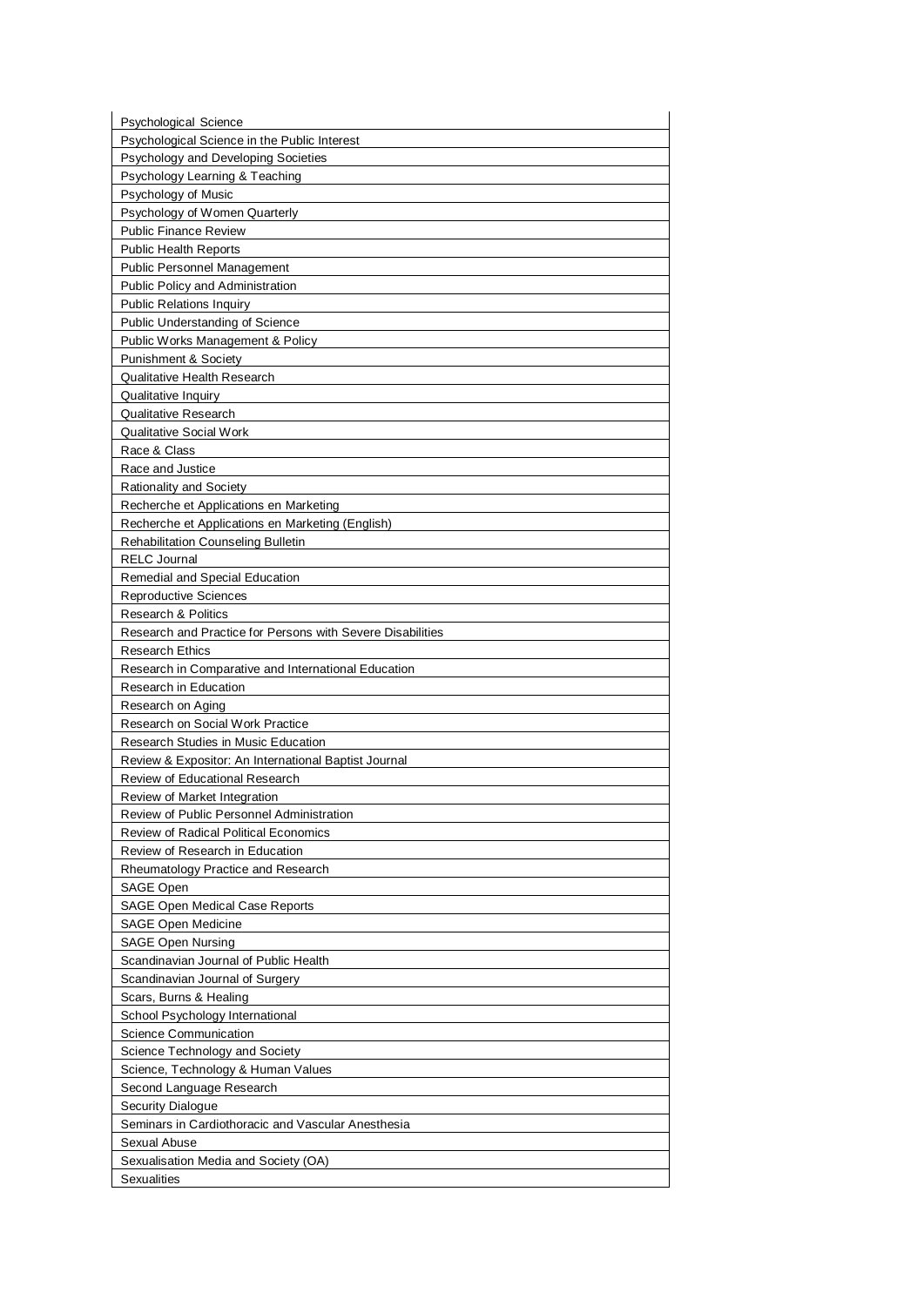| Psychological Science |
| --- |
| Psychological Science in the Public Interest |
| Psychology and Developing Societies |
| Psychology Learning & Teaching |
| Psychology of Music |
| Psychology of Women Quarterly |
| Public Finance Review |
| Public Health Reports |
| Public Personnel Management |
| Public Policy and Administration |
| Public Relations Inquiry |
| Public Understanding of Science |
| Public Works Management & Policy |
| Punishment & Society |
| Qualitative Health Research |
| Qualitative Inquiry |
| Qualitative Research |
| Qualitative Social Work |
| Race & Class |
| Race and Justice |
| Rationality and Society |
| Recherche et Applications en Marketing |
| Recherche et Applications en Marketing (English) |
| Rehabilitation Counseling Bulletin |
| RELC Journal |
| Remedial and Special Education |
| Reproductive Sciences |
| Research & Politics |
| Research and Practice for Persons with Severe Disabilities |
| Research Ethics |
| Research in Comparative and International Education |
| Research in Education |
| Research on Aging |
| Research on Social Work Practice |
| Research Studies in Music Education |
| Review & Expositor: An International Baptist Journal |
| Review of Educational Research |
| Review of Market Integration |
| Review of Public Personnel Administration |
| Review of Radical Political Economics |
| Review of Research in Education |
| Rheumatology Practice and Research |
| SAGE Open |
| SAGE Open Medical Case Reports |
| SAGE Open Medicine |
| SAGE Open Nursing |
| Scandinavian Journal of Public Health |
| Scandinavian Journal of Surgery |
| Scars, Burns & Healing |
| School Psychology International |
| Science Communication |
| Science Technology and Society |
| Science, Technology & Human Values |
| Second Language Research |
| Security Dialogue |
| Seminars in Cardiothoracic and Vascular Anesthesia |
| Sexual Abuse |
| Sexualisation Media and Society (OA) |
| Sexualities |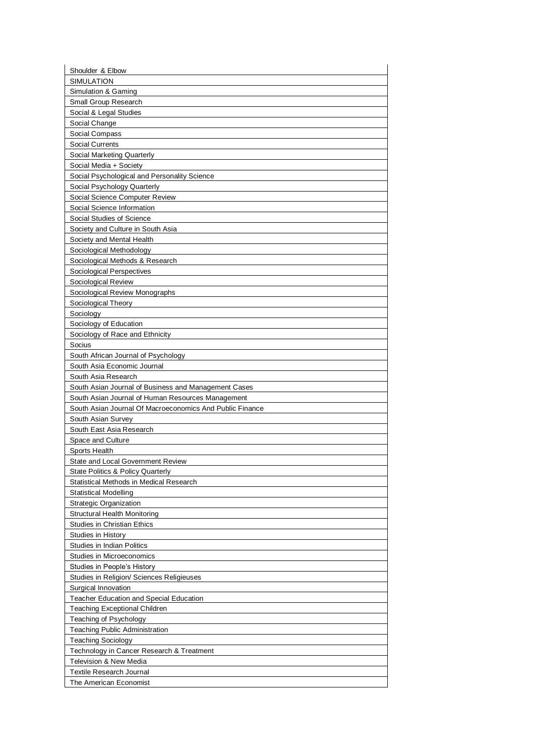| Shoulder & Elbow |
| --- |
| SIMULATION |
| Simulation & Gaming |
| Small Group Research |
| Social & Legal Studies |
| Social Change |
| Social Compass |
| Social Currents |
| Social Marketing Quarterly |
| Social Media + Society |
| Social Psychological and Personality Science |
| Social Psychology Quarterly |
| Social Science Computer Review |
| Social Science Information |
| Social Studies of Science |
| Society and Culture in South Asia |
| Society and Mental Health |
| Sociological Methodology |
| Sociological Methods & Research |
| Sociological Perspectives |
| Sociological Review |
| Sociological Review Monographs |
| Sociological Theory |
| Sociology |
| Sociology of Education |
| Sociology of Race and Ethnicity |
| Socius |
| South African Journal of Psychology |
| South Asia Economic Journal |
| South Asia Research |
| South Asian Journal of Business and Management Cases |
| South Asian Journal of Human Resources Management |
| South Asian Journal Of Macroeconomics And Public Finance |
| South Asian Survey |
| South East Asia Research |
| Space and Culture |
| Sports Health |
| State and Local Government Review |
| State Politics & Policy Quarterly |
| Statistical Methods in Medical Research |
| Statistical Modelling |
| Strategic Organization |
| Structural Health Monitoring |
| Studies in Christian Ethics |
| Studies in History |
| Studies in Indian Politics |
| Studies in Microeconomics |
| Studies in People's History |
| Studies in Religion/ Sciences Religieuses |
| Surgical Innovation |
| Teacher Education and Special Education |
| Teaching Exceptional Children |
| Teaching of Psychology |
| Teaching Public Administration |
| Teaching Sociology |
| Technology in Cancer Research & Treatment |
| Television & New Media |
| Textile Research Journal |
| The American Economist |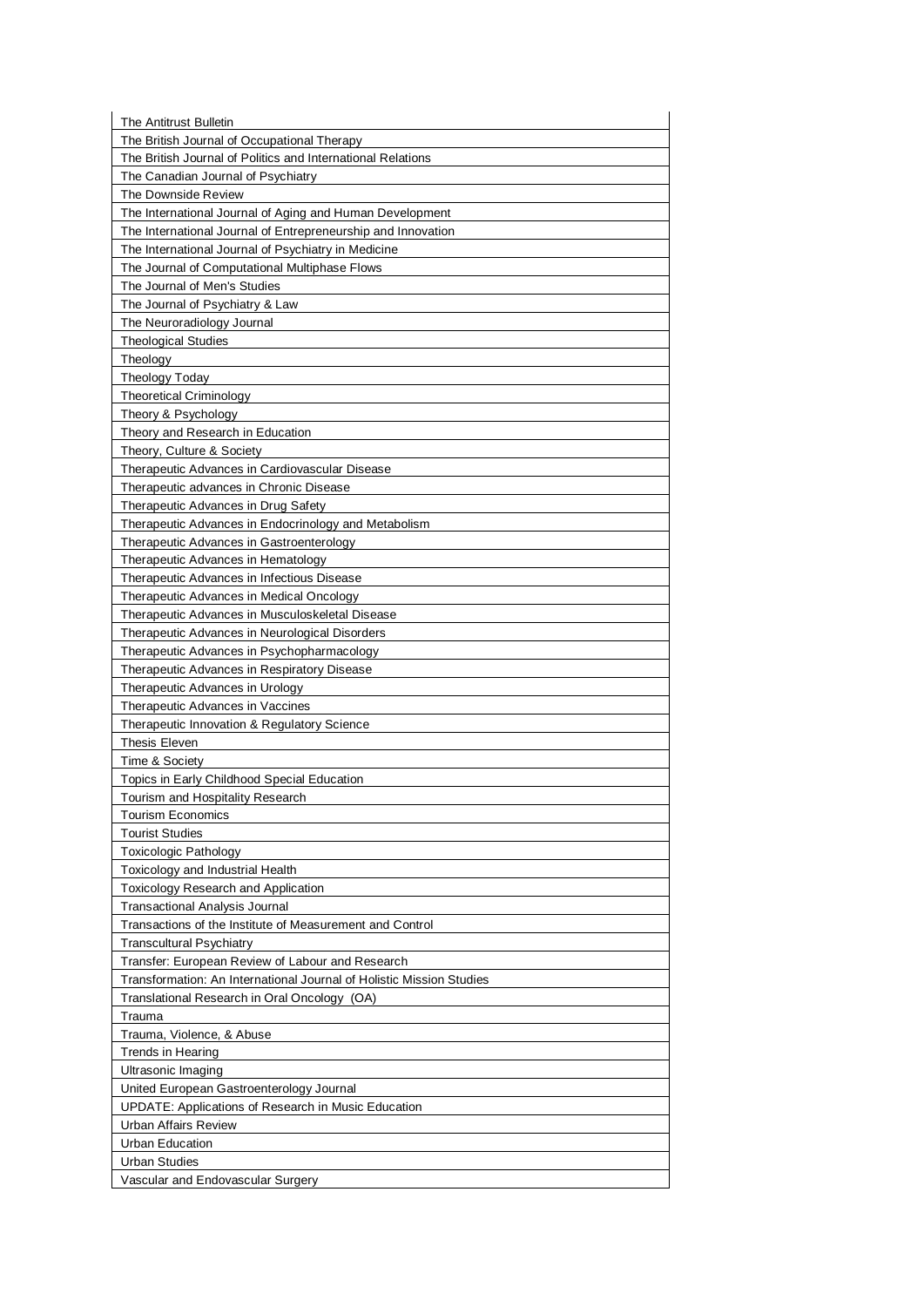| The Antitrust Bulletin |
|---|
| The British Journal of Occupational Therapy |
| The British Journal of Politics and International Relations |
| The Canadian Journal of Psychiatry |
| The Downside Review |
| The International Journal of Aging and Human Development |
| The International Journal of Entrepreneurship and Innovation |
| The International Journal of Psychiatry in Medicine |
| The Journal of Computational Multiphase Flows |
| The Journal of Men's Studies |
| The Journal of Psychiatry & Law |
| The Neuroradiology Journal |
| Theological Studies |
| Theology |
| Theology Today |
| Theoretical Criminology |
| Theory & Psychology |
| Theory and Research in Education |
| Theory, Culture & Society |
| Therapeutic Advances in Cardiovascular Disease |
| Therapeutic advances in Chronic Disease |
| Therapeutic Advances in Drug Safety |
| Therapeutic Advances in Endocrinology and Metabolism |
| Therapeutic Advances in Gastroenterology |
| Therapeutic Advances in Hematology |
| Therapeutic Advances in Infectious Disease |
| Therapeutic Advances in Medical Oncology |
| Therapeutic Advances in Musculoskeletal Disease |
| Therapeutic Advances in Neurological Disorders |
| Therapeutic Advances in Psychopharmacology |
| Therapeutic Advances in Respiratory Disease |
| Therapeutic Advances in Urology |
| Therapeutic Advances in Vaccines |
| Therapeutic Innovation & Regulatory Science |
| Thesis Eleven |
| Time & Society |
| Topics in Early Childhood Special Education |
| Tourism and Hospitality Research |
| Tourism Economics |
| Tourist Studies |
| Toxicologic Pathology |
| Toxicology and Industrial Health |
| Toxicology Research and Application |
| Transactional Analysis Journal |
| Transactions of the Institute of Measurement and Control |
| Transcultural Psychiatry |
| Transfer: European Review of Labour and Research |
| Transformation: An International Journal of Holistic Mission Studies |
| Translational Research in Oral Oncology (OA) |
| Trauma |
| Trauma, Violence, & Abuse |
| Trends in Hearing |
| Ultrasonic Imaging |
| United European Gastroenterology Journal |
| UPDATE: Applications of Research in Music Education |
| Urban Affairs Review |
| Urban Education |
| Urban Studies |
| Vascular and Endovascular Surgery |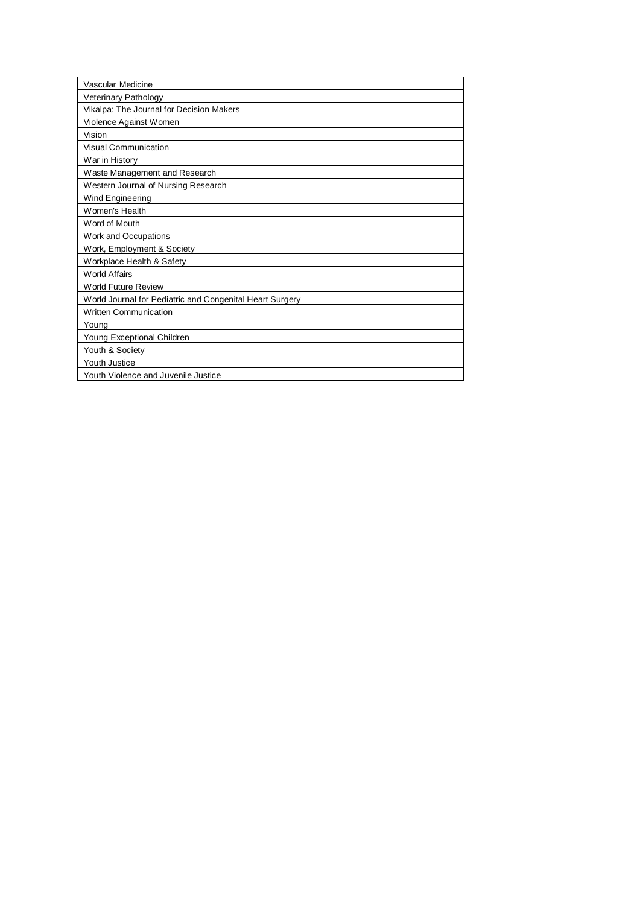| |
|---|
| Vascular Medicine |
| Veterinary Pathology |
| Vikalpa: The Journal for Decision Makers |
| Violence Against Women |
| Vision |
| Visual Communication |
| War in History |
| Waste Management and Research |
| Western Journal of Nursing Research |
| Wind Engineering |
| Women's Health |
| Word of Mouth |
| Work and Occupations |
| Work, Employment & Society |
| Workplace Health & Safety |
| World Affairs |
| World Future Review |
| World Journal for Pediatric and Congenital Heart Surgery |
| Written Communication |
| Young |
| Young Exceptional Children |
| Youth & Society |
| Youth Justice |
| Youth Violence and Juvenile Justice |